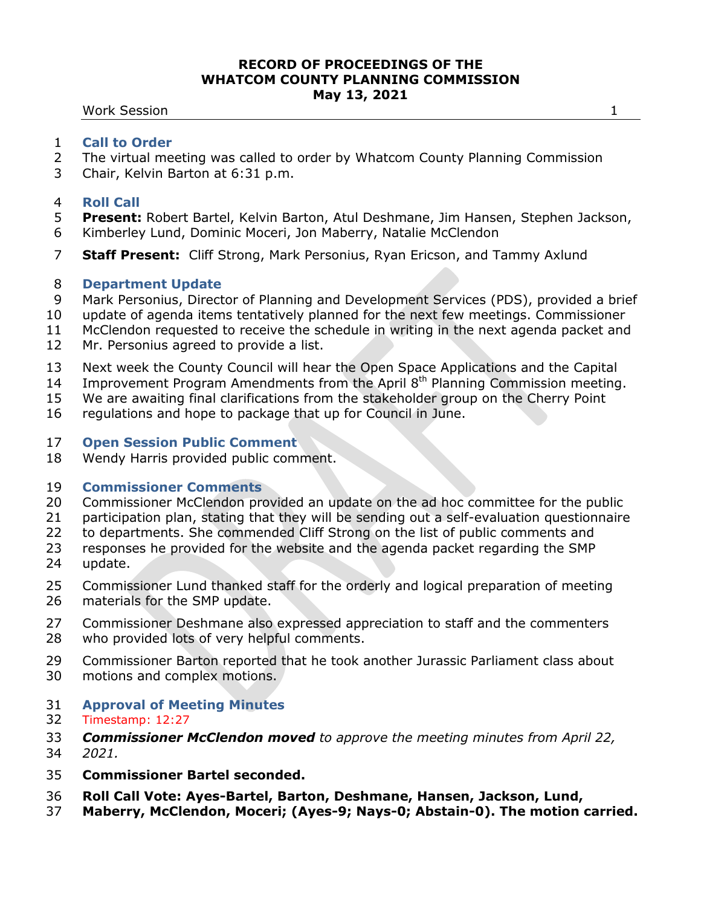# RECORD OF PROCEEDINGS OF THE WHATCOM COUNTY PLANNING COMMISSION
## May 13, 2021

Work Session

### Call to Order

The virtual meeting was called to order by Whatcom County Planning Commission Chair, Kelvin Barton at 6:31 p.m.

### Roll Call

**Present:** Robert Bartel, Kelvin Barton, Atul Deshmane, Jim Hansen, Stephen Jackson, Kimberley Lund, Dominic Moceri, Jon Maberry, Natalie McClendon

**Staff Present:** Cliff Strong, Mark Personius, Ryan Ericson, and Tammy Axlund

### Department Update

Mark Personius, Director of Planning and Development Services (PDS), provided a brief update of agenda items tentatively planned for the next few meetings. Commissioner McClendon requested to receive the schedule in writing in the next agenda packet and Mr. Personius agreed to provide a list.

Next week the County Council will hear the Open Space Applications and the Capital Improvement Program Amendments from the April 8th Planning Commission meeting. We are awaiting final clarifications from the stakeholder group on the Cherry Point regulations and hope to package that up for Council in June.

### Open Session Public Comment

Wendy Harris provided public comment.

### Commissioner Comments

Commissioner McClendon provided an update on the ad hoc committee for the public participation plan, stating that they will be sending out a self-evaluation questionnaire to departments. She commended Cliff Strong on the list of public comments and responses he provided for the website and the agenda packet regarding the SMP update.

Commissioner Lund thanked staff for the orderly and logical preparation of meeting materials for the SMP update.

Commissioner Deshmane also expressed appreciation to staff and the commenters who provided lots of very helpful comments.

Commissioner Barton reported that he took another Jurassic Parliament class about motions and complex motions.

### Approval of Meeting Minutes

Timestamp: 12:27

***Commissioner McClendon moved*** *to approve the meeting minutes from April 22, 2021.*

**Commissioner Bartel seconded.**

**Roll Call Vote: Ayes-Bartel, Barton, Deshmane, Hansen, Jackson, Lund, Maberry, McClendon, Moceri; (Ayes-9; Nays-0; Abstain-0). The motion carried.**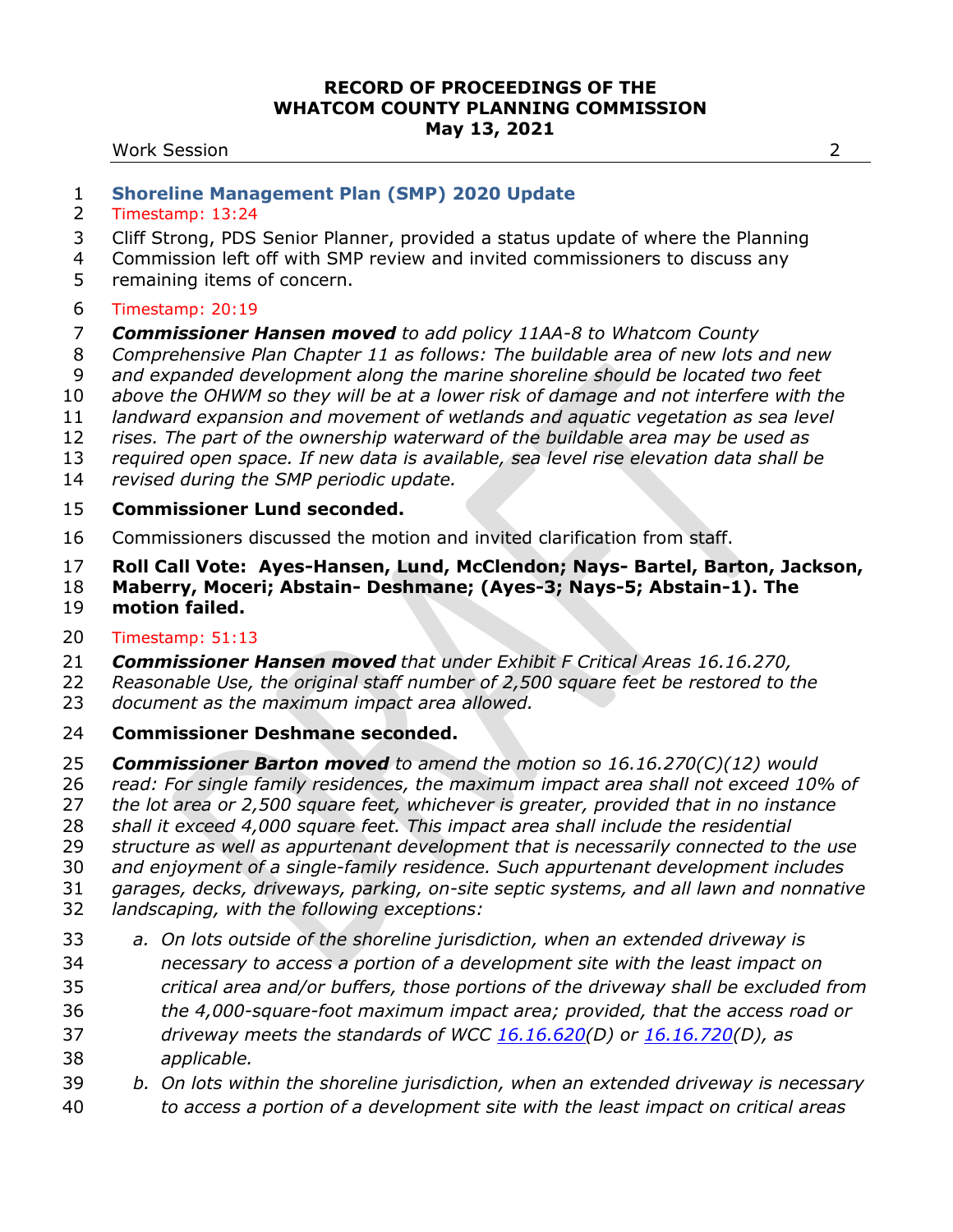## Shoreline Management Plan (SMP) 2020 Update

Timestamp: 13:24

Cliff Strong, PDS Senior Planner, provided a status update of where the Planning Commission left off with SMP review and invited commissioners to discuss any remaining items of concern.

Timestamp: 20:19

***Commissioner Hansen moved*** *to add policy 11AA-8 to Whatcom County Comprehensive Plan Chapter 11 as follows: The buildable area of new lots and new and expanded development along the marine shoreline should be located two feet above the OHWM so they will be at a lower risk of damage and not interfere with the landward expansion and movement of wetlands and aquatic vegetation as sea level rises. The part of the ownership waterward of the buildable area may be used as required open space. If new data is available, sea level rise elevation data shall be revised during the SMP periodic update.*

**Commissioner Lund seconded.**

Commissioners discussed the motion and invited clarification from staff.

**Roll Call Vote: Ayes-Hansen, Lund, McClendon; Nays- Bartel, Barton, Jackson, Maberry, Moceri; Abstain- Deshmane; (Ayes-3; Nays-5; Abstain-1). The motion failed.**

Timestamp: 51:13

***Commissioner Hansen moved*** *that under Exhibit F Critical Areas 16.16.270, Reasonable Use, the original staff number of 2,500 square feet be restored to the document as the maximum impact area allowed.*

**Commissioner Deshmane seconded.**

***Commissioner Barton moved*** *to amend the motion so 16.16.270(C)(12) would read: For single family residences, the maximum impact area shall not exceed 10% of the lot area or 2,500 square feet, whichever is greater, provided that in no instance shall it exceed 4,000 square feet. This impact area shall include the residential structure as well as appurtenant development that is necessarily connected to the use and enjoyment of a single-family residence. Such appurtenant development includes garages, decks, driveways, parking, on-site septic systems, and all lawn and nonnative landscaping, with the following exceptions:*

a. *On lots outside of the shoreline jurisdiction, when an extended driveway is necessary to access a portion of a development site with the least impact on critical area and/or buffers, those portions of the driveway shall be excluded from the 4,000-square-foot maximum impact area; provided, that the access road or driveway meets the standards of WCC 16.16.620(D) or 16.16.720(D), as applicable.*
b. *On lots within the shoreline jurisdiction, when an extended driveway is necessary to access a portion of a development site with the least impact on critical areas*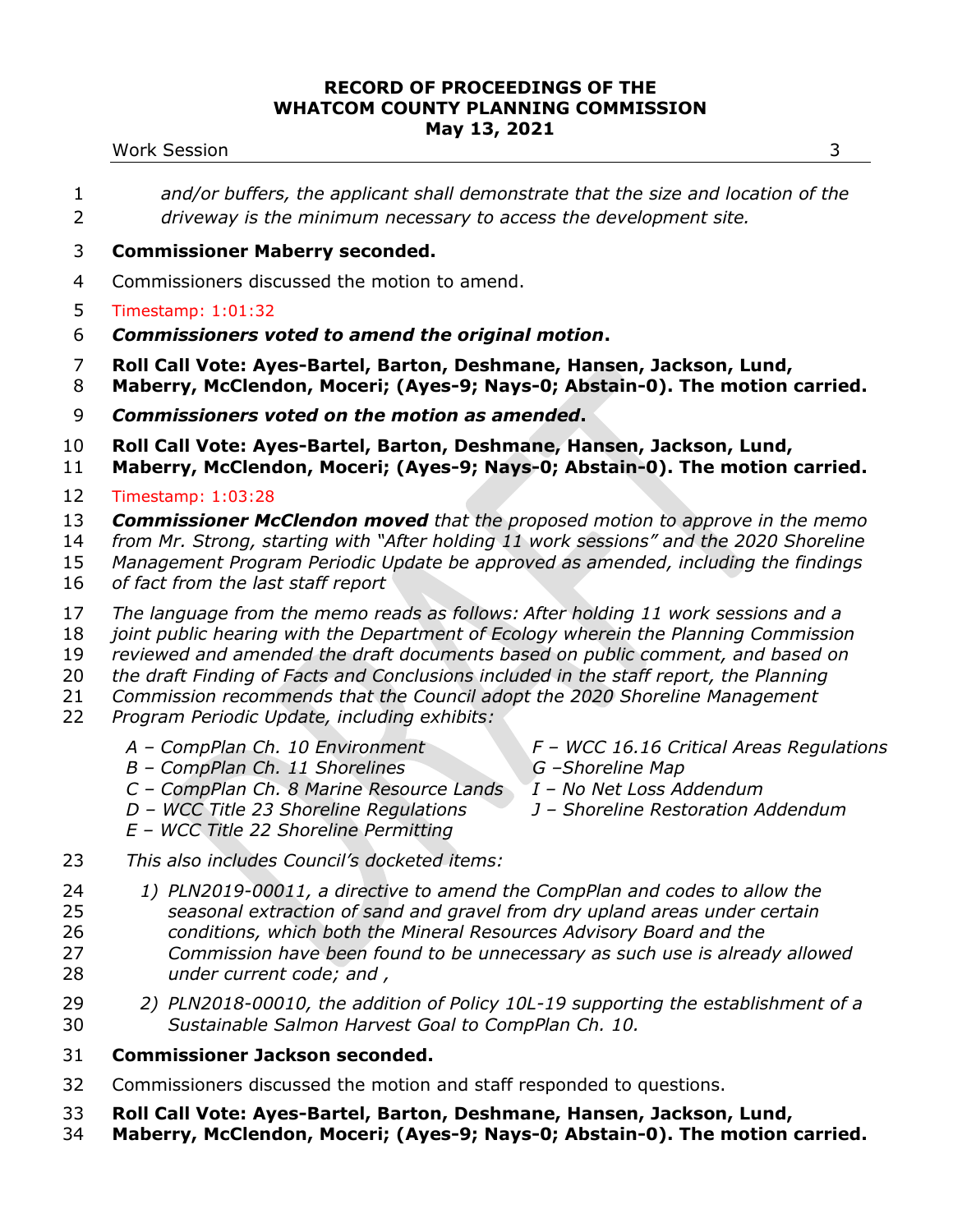*and/or buffers, the applicant shall demonstrate that the size and location of the driveway is the minimum necessary to access the development site.*

**Commissioner Maberry seconded.**

Commissioners discussed the motion to amend.

Timestamp: 1:01:32

***Commissioners voted to amend the original motion*.**

**Roll Call Vote: Ayes-Bartel, Barton, Deshmane, Hansen, Jackson, Lund, Maberry, McClendon, Moceri; (Ayes-9; Nays-0; Abstain-0). The motion carried.**

***Commissioners voted on the motion as amended*.**

**Roll Call Vote: Ayes-Bartel, Barton, Deshmane, Hansen, Jackson, Lund, Maberry, McClendon, Moceri; (Ayes-9; Nays-0; Abstain-0). The motion carried.**

Timestamp: 1:03:28

***Commissioner McClendon moved** that the proposed motion to approve in the memo from Mr. Strong, starting with "After holding 11 work sessions" and the 2020 Shoreline Management Program Periodic Update be approved as amended, including the findings of fact from the last staff report*

*The language from the memo reads as follows: After holding 11 work sessions and a joint public hearing with the Department of Ecology wherein the Planning Commission reviewed and amended the draft documents based on public comment, and based on the draft Finding of Facts and Conclusions included in the staff report, the Planning Commission recommends that the Council adopt the 2020 Shoreline Management Program Periodic Update, including exhibits:*

- *A – CompPlan Ch. 10 Environment*
- *B – CompPlan Ch. 11 Shorelines*
- *C – CompPlan Ch. 8 Marine Resource Lands*
- *D – WCC Title 23 Shoreline Regulations*
- *E – WCC Title 22 Shoreline Permitting*
- *F – WCC 16.16 Critical Areas Regulations*
- *G –Shoreline Map*
- *I – No Net Loss Addendum*
- *J – Shoreline Restoration Addendum*

*This also includes Council's docketed items:*

1) *PLN2019-00011, a directive to amend the CompPlan and codes to allow the seasonal extraction of sand and gravel from dry upland areas under certain conditions, which both the Mineral Resources Advisory Board and the Commission have been found to be unnecessary as such use is already allowed under current code; and ,*
2) *PLN2018-00010, the addition of Policy 10L-19 supporting the establishment of a Sustainable Salmon Harvest Goal to CompPlan Ch. 10.*

**Commissioner Jackson seconded.**

Commissioners discussed the motion and staff responded to questions.

**Roll Call Vote: Ayes-Bartel, Barton, Deshmane, Hansen, Jackson, Lund, Maberry, McClendon, Moceri; (Ayes-9; Nays-0; Abstain-0). The motion carried.**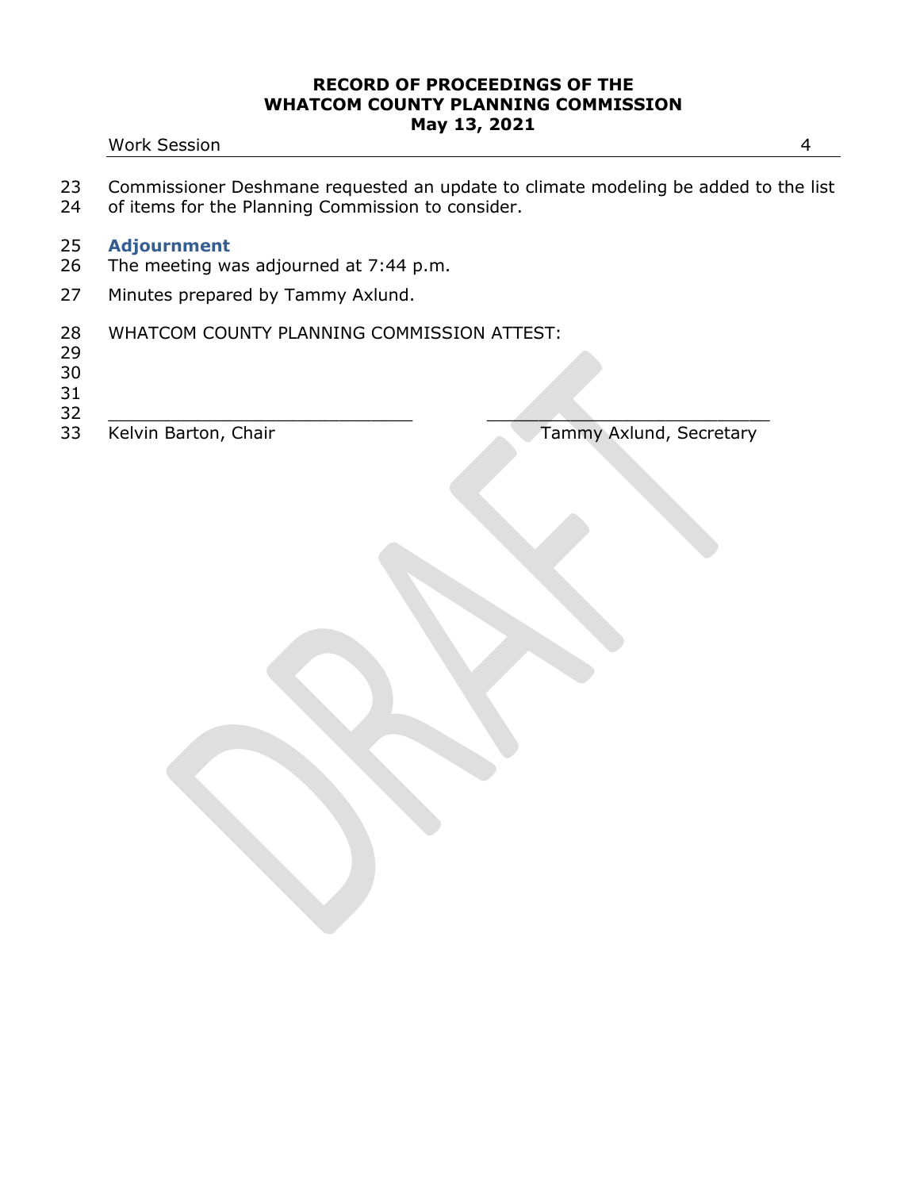Commissioner Deshmane requested an update to climate modeling be added to the list of items for the Planning Commission to consider.

## Adjournment

The meeting was adjourned at 7:44 p.m.

Minutes prepared by Tammy Axlund.

WHATCOM COUNTY PLANNING COMMISSION ATTEST:

_____________________________ _____________________________

Kelvin Barton, Chair Tammy Axlund, Secretary